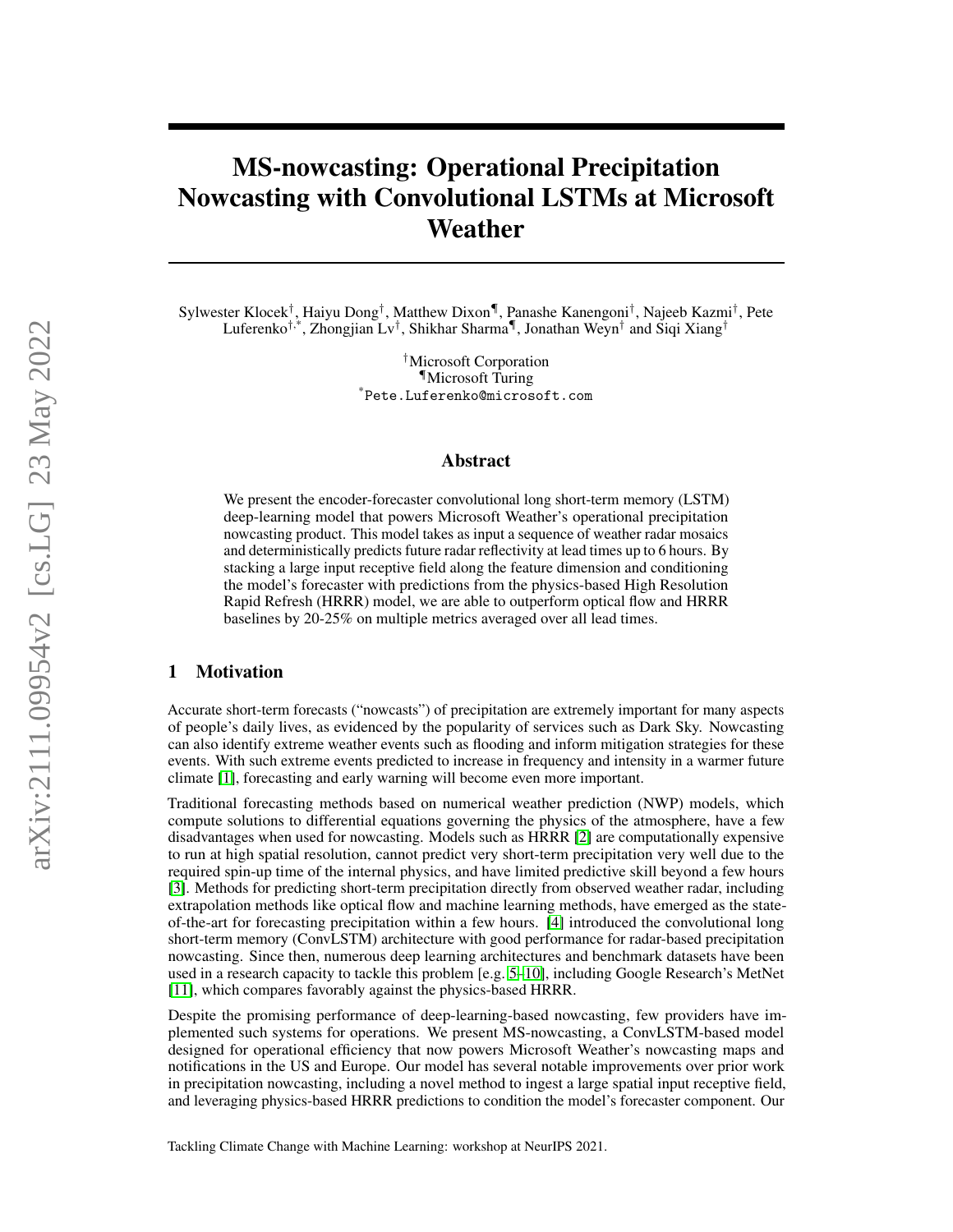# MS-nowcasting: Operational Precipitation Nowcasting with Convolutional LSTMs at Microsoft Weather

Sylwester Klocek[†], Haiyu Dong[†], Matthew Dixon[¶], Panashe Kanengoni[†], Najeeb Kazmi[†], Pete Luferenko[†,*], Zhongjian Lv[†], Shikhar Sharma[¶], Jonathan Weyn[†] and Siqi Xiang[†]

[†]Microsoft Corporation
[¶]Microsoft Turing
[*]Pete.Luferenko@microsoft.com

## Abstract

We present the encoder-forecaster convolutional long short-term memory (LSTM) deep-learning model that powers Microsoft Weather's operational precipitation nowcasting product. This model takes as input a sequence of weather radar mosaics and deterministically predicts future radar reflectivity at lead times up to 6 hours. By stacking a large input receptive field along the feature dimension and conditioning the model's forecaster with predictions from the physics-based High Resolution Rapid Refresh (HRRR) model, we are able to outperform optical flow and HRRR baselines by 20-25% on multiple metrics averaged over all lead times.

## 1 Motivation

Accurate short-term forecasts ("nowcasts") of precipitation are extremely important for many aspects of people's daily lives, as evidenced by the popularity of services such as Dark Sky. Nowcasting can also identify extreme weather events such as flooding and inform mitigation strategies for these events. With such extreme events predicted to increase in frequency and intensity in a warmer future climate [1], forecasting and early warning will become even more important.

Traditional forecasting methods based on numerical weather prediction (NWP) models, which compute solutions to differential equations governing the physics of the atmosphere, have a few disadvantages when used for nowcasting. Models such as HRRR [2] are computationally expensive to run at high spatial resolution, cannot predict very short-term precipitation very well due to the required spin-up time of the internal physics, and have limited predictive skill beyond a few hours [3]. Methods for predicting short-term precipitation directly from observed weather radar, including extrapolation methods like optical flow and machine learning methods, have emerged as the state-of-the-art for forecasting precipitation within a few hours. [4] introduced the convolutional long short-term memory (ConvLSTM) architecture with good performance for radar-based precipitation nowcasting. Since then, numerous deep learning architectures and benchmark datasets have been used in a research capacity to tackle this problem [e.g. 5–10], including Google Research's MetNet [11], which compares favorably against the physics-based HRRR.

Despite the promising performance of deep-learning-based nowcasting, few providers have implemented such systems for operations. We present MS-nowcasting, a ConvLSTM-based model designed for operational efficiency that now powers Microsoft Weather's nowcasting maps and notifications in the US and Europe. Our model has several notable improvements over prior work in precipitation nowcasting, including a novel method to ingest a large spatial input receptive field, and leveraging physics-based HRRR predictions to condition the model's forecaster component. Our

Tackling Climate Change with Machine Learning: workshop at NeurIPS 2021.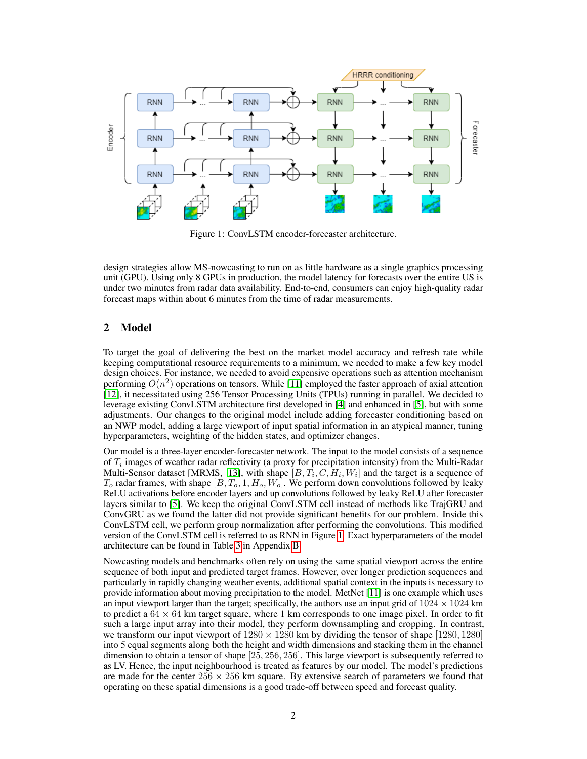Figure 1: ConvLSTM encoder-forecaster architecture.

design strategies allow MS-nowcasting to run on as little hardware as a single graphics processing unit (GPU). Using only 8 GPUs in production, the model latency for forecasts over the entire US is under two minutes from radar data availability. End-to-end, consumers can enjoy high-quality radar forecast maps within about 6 minutes from the time of radar measurements.

## 2 Model

To target the goal of delivering the best on the market model accuracy and refresh rate while keeping computational resource requirements to a minimum, we needed to make a few key model design choices. For instance, we needed to avoid expensive operations such as attention mechanism performing $O(n^2)$ operations on tensors. While [11] employed the faster approach of axial attention [12], it necessitated using 256 Tensor Processing Units (TPUs) running in parallel. We decided to leverage existing ConvLSTM architecture first developed in [4] and enhanced in [5], but with some adjustments. Our changes to the original model include adding forecaster conditioning based on an NWP model, adding a large viewport of input spatial information in an atypical manner, tuning hyperparameters, weighting of the hidden states, and optimizer changes.

Our model is a three-layer encoder-forecaster network. The input to the model consists of a sequence of $T_i$ images of weather radar reflectivity (a proxy for precipitation intensity) from the Multi-Radar Multi-Sensor dataset [MRMS, [13]], with shape $[B, T_i, C, H_i, W_i]$ and the target is a sequence of $T_o$ radar frames, with shape $[B, T_o, 1, H_o, W_o]$. We perform down convolutions followed by leaky ReLU activations before encoder layers and up convolutions followed by leaky ReLU after forecaster layers similar to [5]. We keep the original ConvLSTM cell instead of methods like TrajGRU and ConvGRU as we found the latter did not provide significant benefits for our problem. Inside this ConvLSTM cell, we perform group normalization after performing the convolutions. This modified version of the ConvLSTM cell is referred to as RNN in Figure 1. Exact hyperparameters of the model architecture can be found in Table 3 in Appendix B.

Nowcasting models and benchmarks often rely on using the same spatial viewport across the entire sequence of both input and predicted target frames. However, over longer prediction sequences and particularly in rapidly changing weather events, additional spatial context in the inputs is necessary to provide information about moving precipitation to the model. MetNet [11] is one example which uses an input viewport larger than the target; specifically, the authors use an input grid of $1024 \times 1024$ km to predict a $64 \times 64$ km target square, where 1 km corresponds to one image pixel. In order to fit such a large input array into their model, they perform downsampling and cropping. In contrast, we transform our input viewport of $1280 \times 1280$ km by dividing the tensor of shape $[1280, 1280]$ into 5 equal segments along both the height and width dimensions and stacking them in the channel dimension to obtain a tensor of shape $[25, 256, 256]$. This large viewport is subsequently referred to as LV. Hence, the input neighbourhood is treated as features by our model. The model's predictions are made for the center $256 \times 256$ km square. By extensive search of parameters we found that operating on these spatial dimensions is a good trade-off between speed and forecast quality.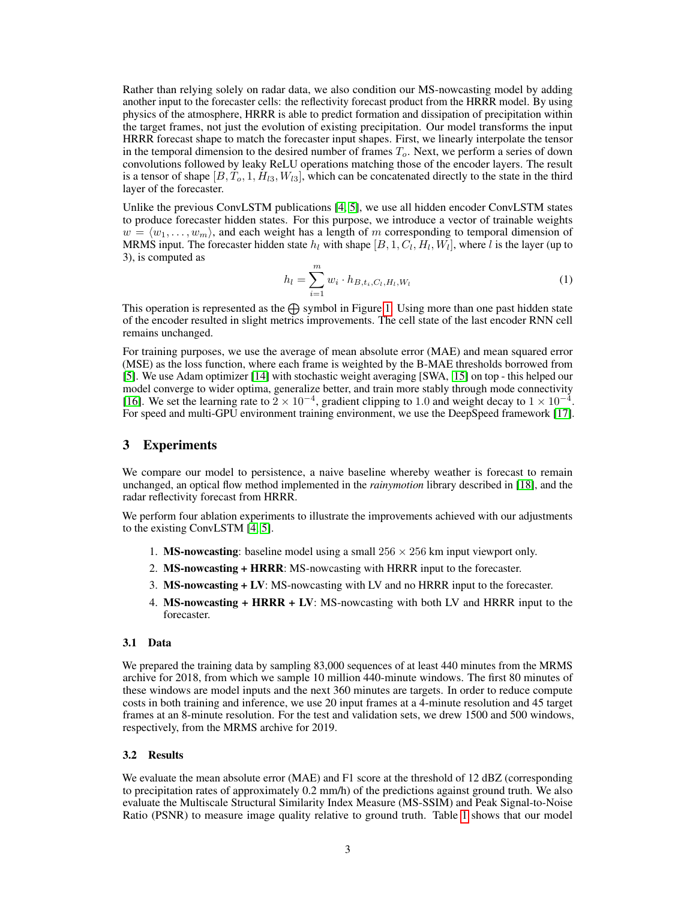Rather than relying solely on radar data, we also condition our MS-nowcasting model by adding another input to the forecaster cells: the reflectivity forecast product from the HRRR model. By using physics of the atmosphere, HRRR is able to predict formation and dissipation of precipitation within the target frames, not just the evolution of existing precipitation. Our model transforms the input HRRR forecast shape to match the forecaster input shapes. First, we linearly interpolate the tensor in the temporal dimension to the desired number of frames $T_o$. Next, we perform a series of down convolutions followed by leaky ReLU operations matching those of the encoder layers. The result is a tensor of shape $[B, T_o, 1, H_{l3}, W_{l3}]$, which can be concatenated directly to the state in the third layer of the forecaster.

Unlike the previous ConvLSTM publications [4, 5], we use all hidden encoder ConvLSTM states to produce forecaster hidden states. For this purpose, we introduce a vector of trainable weights $w = \langle w_1, \ldots, w_m \rangle$, and each weight has a length of $m$ corresponding to temporal dimension of MRMS input. The forecaster hidden state $h_l$ with shape $[B, 1, C_l, H_l, W_l]$, where $l$ is the layer (up to 3), is computed as

$$h_l = \sum_{i=1}^{m} w_i \cdot h_{B,t_i,C_l,H_l,W_l} \tag{1}$$

This operation is represented as the $\bigoplus$ symbol in Figure 1. Using more than one past hidden state of the encoder resulted in slight metrics improvements. The cell state of the last encoder RNN cell remains unchanged.

For training purposes, we use the average of mean absolute error (MAE) and mean squared error (MSE) as the loss function, where each frame is weighted by the B-MAE thresholds borrowed from [5]. We use Adam optimizer [14] with stochastic weight averaging [SWA, 15] on top - this helped our model converge to wider optima, generalize better, and train more stably through mode connectivity [16]. We set the learning rate to $2 \times 10^{-4}$, gradient clipping to 1.0 and weight decay to $1 \times 10^{-4}$. For speed and multi-GPU environment training environment, we use the DeepSpeed framework [17].

## 3 Experiments

We compare our model to persistence, a naive baseline whereby weather is forecast to remain unchanged, an optical flow method implemented in the *rainymotion* library described in [18], and the radar reflectivity forecast from HRRR.

We perform four ablation experiments to illustrate the improvements achieved with our adjustments to the existing ConvLSTM [4, 5].

1. **MS-nowcasting**: baseline model using a small $256 \times 256$ km input viewport only.
2. **MS-nowcasting + HRRR**: MS-nowcasting with HRRR input to the forecaster.
3. **MS-nowcasting + LV**: MS-nowcasting with LV and no HRRR input to the forecaster.
4. **MS-nowcasting + HRRR + LV**: MS-nowcasting with both LV and HRRR input to the forecaster.

### 3.1 Data

We prepared the training data by sampling 83,000 sequences of at least 440 minutes from the MRMS archive for 2018, from which we sample 10 million 440-minute windows. The first 80 minutes of these windows are model inputs and the next 360 minutes are targets. In order to reduce compute costs in both training and inference, we use 20 input frames at a 4-minute resolution and 45 target frames at an 8-minute resolution. For the test and validation sets, we drew 1500 and 500 windows, respectively, from the MRMS archive for 2019.

### 3.2 Results

We evaluate the mean absolute error (MAE) and F1 score at the threshold of 12 dBZ (corresponding to precipitation rates of approximately 0.2 mm/h) of the predictions against ground truth. We also evaluate the Multiscale Structural Similarity Index Measure (MS-SSIM) and Peak Signal-to-Noise Ratio (PSNR) to measure image quality relative to ground truth. Table 1 shows that our model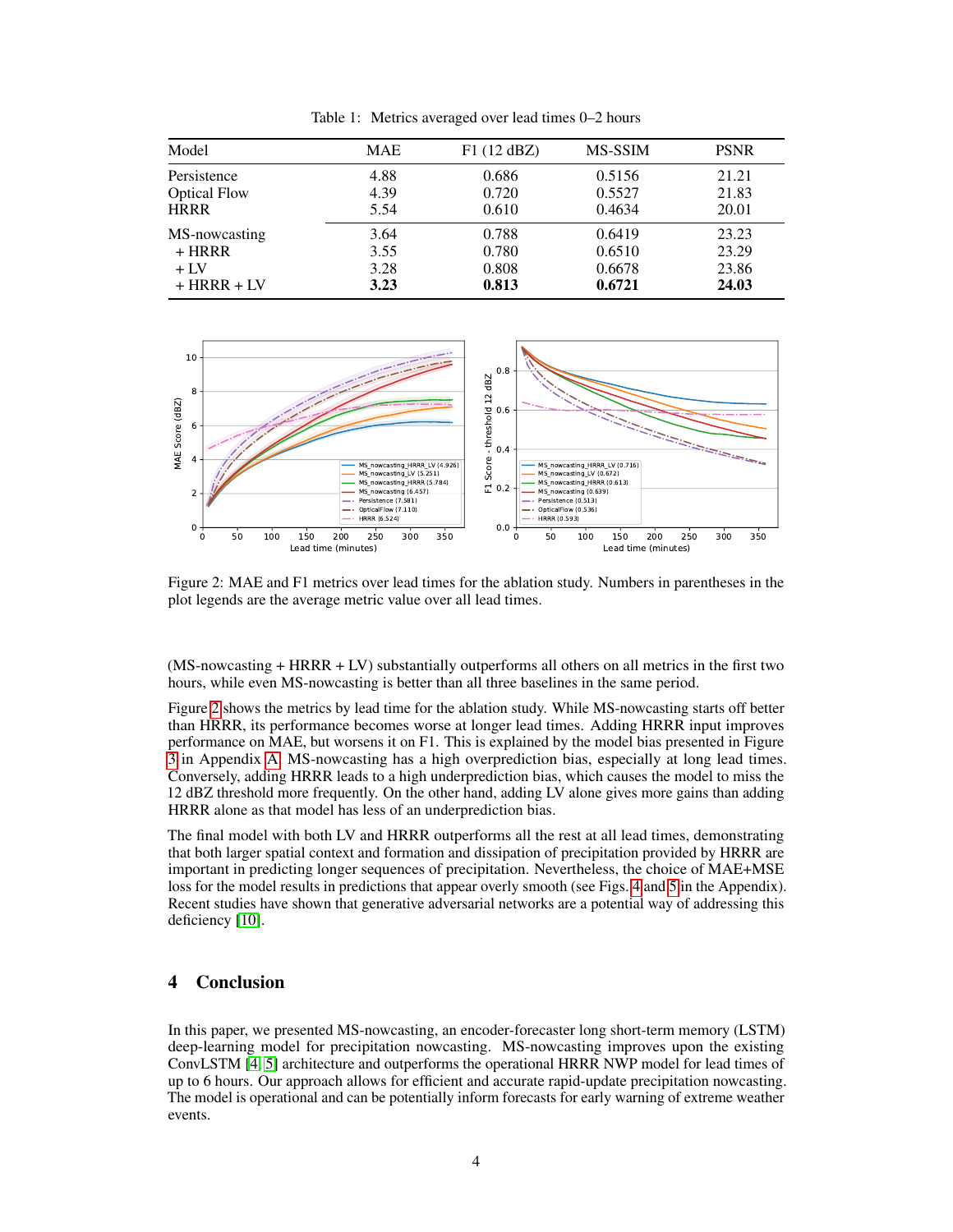Table 1: Metrics averaged over lead times 0–2 hours

| Model | MAE | F1 (12 dBZ) | MS-SSIM | PSNR |
|---|---|---|---|---|
| Persistence | 4.88 | 0.686 | 0.5156 | 21.21 |
| Optical Flow | 4.39 | 0.720 | 0.5527 | 21.83 |
| HRRR | 5.54 | 0.610 | 0.4634 | 20.01 |
| MS-nowcasting | 3.64 | 0.788 | 0.6419 | 23.23 |
| + HRRR | 3.55 | 0.780 | 0.6510 | 23.29 |
| + LV | 3.28 | 0.808 | 0.6678 | 23.86 |
| + HRRR + LV | **3.23** | **0.813** | **0.6721** | **24.03** |

Figure 2: MAE and F1 metrics over lead times for the ablation study. Numbers in parentheses in the plot legends are the average metric value over all lead times.

(MS-nowcasting + HRRR + LV) substantially outperforms all others on all metrics in the first two hours, while even MS-nowcasting is better than all three baselines in the same period.

Figure 2 shows the metrics by lead time for the ablation study. While MS-nowcasting starts off better than HRRR, its performance becomes worse at longer lead times. Adding HRRR input improves performance on MAE, but worsens it on F1. This is explained by the model bias presented in Figure 3 in Appendix A. MS-nowcasting has a high overprediction bias, especially at long lead times. Conversely, adding HRRR leads to a high underprediction bias, which causes the model to miss the 12 dBZ threshold more frequently. On the other hand, adding LV alone gives more gains than adding HRRR alone as that model has less of an underprediction bias.

The final model with both LV and HRRR outperforms all the rest at all lead times, demonstrating that both larger spatial context and formation and dissipation of precipitation provided by HRRR are important in predicting longer sequences of precipitation. Nevertheless, the choice of MAE+MSE loss for the model results in predictions that appear overly smooth (see Figs. 4 and 5 in the Appendix). Recent studies have shown that generative adversarial networks are a potential way of addressing this deficiency [10].

## 4 Conclusion

In this paper, we presented MS-nowcasting, an encoder-forecaster long short-term memory (LSTM) deep-learning model for precipitation nowcasting. MS-nowcasting improves upon the existing ConvLSTM [4, 5] architecture and outperforms the operational HRRR NWP model for lead times of up to 6 hours. Our approach allows for efficient and accurate rapid-update precipitation nowcasting. The model is operational and can be potentially inform forecasts for early warning of extreme weather events.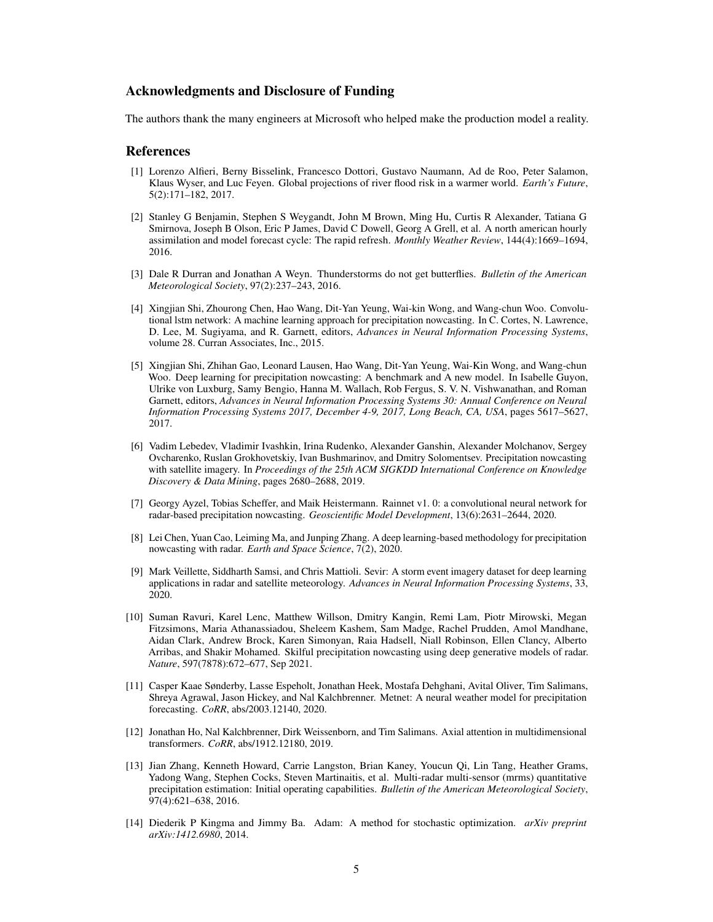## Acknowledgments and Disclosure of Funding

The authors thank the many engineers at Microsoft who helped make the production model a reality.

## References

[1] Lorenzo Alfieri, Berny Bisselink, Francesco Dottori, Gustavo Naumann, Ad de Roo, Peter Salamon, Klaus Wyser, and Luc Feyen. Global projections of river flood risk in a warmer world. *Earth's Future*, 5(2):171–182, 2017.

[2] Stanley G Benjamin, Stephen S Weygandt, John M Brown, Ming Hu, Curtis R Alexander, Tatiana G Smirnova, Joseph B Olson, Eric P James, David C Dowell, Georg A Grell, et al. A north american hourly assimilation and model forecast cycle: The rapid refresh. *Monthly Weather Review*, 144(4):1669–1694, 2016.

[3] Dale R Durran and Jonathan A Weyn. Thunderstorms do not get butterflies. *Bulletin of the American Meteorological Society*, 97(2):237–243, 2016.

[4] Xingjian Shi, Zhourong Chen, Hao Wang, Dit-Yan Yeung, Wai-kin Wong, and Wang-chun Woo. Convolutional lstm network: A machine learning approach for precipitation nowcasting. In C. Cortes, N. Lawrence, D. Lee, M. Sugiyama, and R. Garnett, editors, *Advances in Neural Information Processing Systems*, volume 28. Curran Associates, Inc., 2015.

[5] Xingjian Shi, Zhihan Gao, Leonard Lausen, Hao Wang, Dit-Yan Yeung, Wai-Kin Wong, and Wang-chun Woo. Deep learning for precipitation nowcasting: A benchmark and A new model. In Isabelle Guyon, Ulrike von Luxburg, Samy Bengio, Hanna M. Wallach, Rob Fergus, S. V. N. Vishwanathan, and Roman Garnett, editors, *Advances in Neural Information Processing Systems 30: Annual Conference on Neural Information Processing Systems 2017, December 4-9, 2017, Long Beach, CA, USA*, pages 5617–5627, 2017.

[6] Vadim Lebedev, Vladimir Ivashkin, Irina Rudenko, Alexander Ganshin, Alexander Molchanov, Sergey Ovcharenko, Ruslan Grokhovetskiy, Ivan Bushmarinov, and Dmitry Solomentsev. Precipitation nowcasting with satellite imagery. In *Proceedings of the 25th ACM SIGKDD International Conference on Knowledge Discovery & Data Mining*, pages 2680–2688, 2019.

[7] Georgy Ayzel, Tobias Scheffer, and Maik Heistermann. Rainnet v1. 0: a convolutional neural network for radar-based precipitation nowcasting. *Geoscientific Model Development*, 13(6):2631–2644, 2020.

[8] Lei Chen, Yuan Cao, Leiming Ma, and Junping Zhang. A deep learning-based methodology for precipitation nowcasting with radar. *Earth and Space Science*, 7(2), 2020.

[9] Mark Veillette, Siddharth Samsi, and Chris Mattioli. Sevir: A storm event imagery dataset for deep learning applications in radar and satellite meteorology. *Advances in Neural Information Processing Systems*, 33, 2020.

[10] Suman Ravuri, Karel Lenc, Matthew Willson, Dmitry Kangin, Remi Lam, Piotr Mirowski, Megan Fitzsimons, Maria Athanassiadou, Sheleem Kashem, Sam Madge, Rachel Prudden, Amol Mandhane, Aidan Clark, Andrew Brock, Karen Simonyan, Raia Hadsell, Niall Robinson, Ellen Clancy, Alberto Arribas, and Shakir Mohamed. Skilful precipitation nowcasting using deep generative models of radar. *Nature*, 597(7878):672–677, Sep 2021.

[11] Casper Kaae Sønderby, Lasse Espeholt, Jonathan Heek, Mostafa Dehghani, Avital Oliver, Tim Salimans, Shreya Agrawal, Jason Hickey, and Nal Kalchbrenner. Metnet: A neural weather model for precipitation forecasting. *CoRR*, abs/2003.12140, 2020.

[12] Jonathan Ho, Nal Kalchbrenner, Dirk Weissenborn, and Tim Salimans. Axial attention in multidimensional transformers. *CoRR*, abs/1912.12180, 2019.

[13] Jian Zhang, Kenneth Howard, Carrie Langston, Brian Kaney, Youcun Qi, Lin Tang, Heather Grams, Yadong Wang, Stephen Cocks, Steven Martinaitis, et al. Multi-radar multi-sensor (mrms) quantitative precipitation estimation: Initial operating capabilities. *Bulletin of the American Meteorological Society*, 97(4):621–638, 2016.

[14] Diederik P Kingma and Jimmy Ba. Adam: A method for stochastic optimization. *arXiv preprint arXiv:1412.6980*, 2014.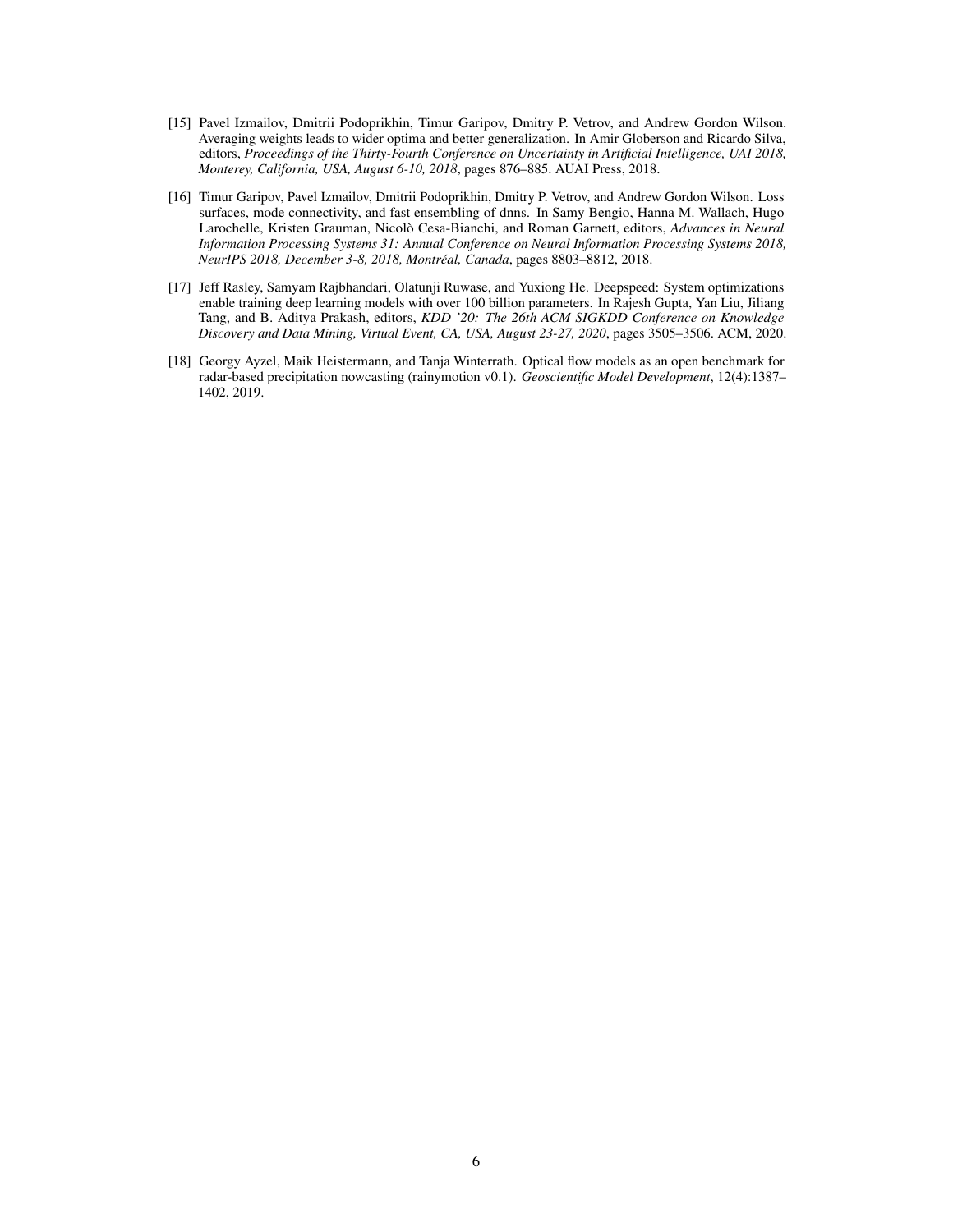[15] Pavel Izmailov, Dmitrii Podoprikhin, Timur Garipov, Dmitry P. Vetrov, and Andrew Gordon Wilson. Averaging weights leads to wider optima and better generalization. In Amir Globerson and Ricardo Silva, editors, *Proceedings of the Thirty-Fourth Conference on Uncertainty in Artificial Intelligence, UAI 2018, Monterey, California, USA, August 6-10, 2018*, pages 876–885. AUAI Press, 2018.

[16] Timur Garipov, Pavel Izmailov, Dmitrii Podoprikhin, Dmitry P. Vetrov, and Andrew Gordon Wilson. Loss surfaces, mode connectivity, and fast ensembling of dnns. In Samy Bengio, Hanna M. Wallach, Hugo Larochelle, Kristen Grauman, Nicolò Cesa-Bianchi, and Roman Garnett, editors, *Advances in Neural Information Processing Systems 31: Annual Conference on Neural Information Processing Systems 2018, NeurIPS 2018, December 3-8, 2018, Montréal, Canada*, pages 8803–8812, 2018.

[17] Jeff Rasley, Samyam Rajbhandari, Olatunji Ruwase, and Yuxiong He. Deepspeed: System optimizations enable training deep learning models with over 100 billion parameters. In Rajesh Gupta, Yan Liu, Jiliang Tang, and B. Aditya Prakash, editors, *KDD '20: The 26th ACM SIGKDD Conference on Knowledge Discovery and Data Mining, Virtual Event, CA, USA, August 23-27, 2020*, pages 3505–3506. ACM, 2020.

[18] Georgy Ayzel, Maik Heistermann, and Tanja Winterrath. Optical flow models as an open benchmark for radar-based precipitation nowcasting (rainymotion v0.1). *Geoscientific Model Development*, 12(4):1387–1402, 2019.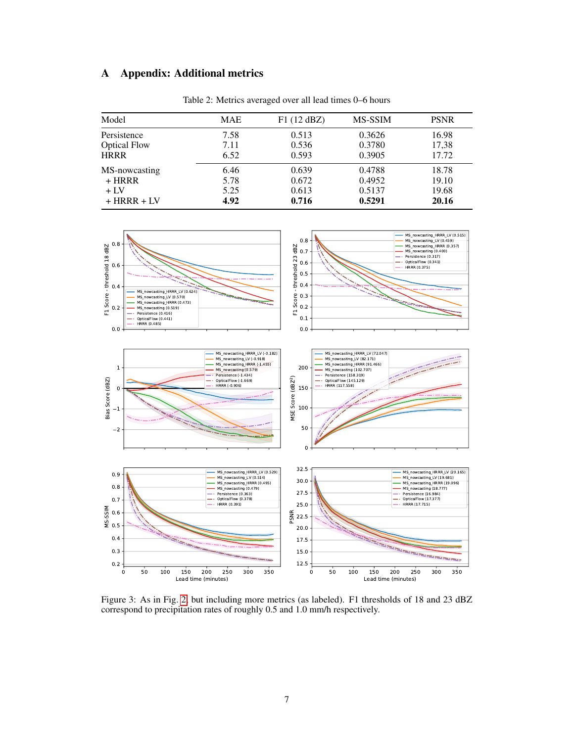# A Appendix: Additional metrics

Table 2: Metrics averaged over all lead times 0–6 hours

| Model | MAE | F1 (12 dBZ) | MS-SSIM | PSNR |
|---|---|---|---|---|
| Persistence | 7.58 | 0.513 | 0.3626 | 16.98 |
| Optical Flow | 7.11 | 0.536 | 0.3780 | 17,38 |
| HRRR | 6.52 | 0.593 | 0.3905 | 17.72 |
| MS-nowcasting | 6.46 | 0.639 | 0.4788 | 18.78 |
| + HRRR | 5.78 | 0.672 | 0.4952 | 19.10 |
| + LV | 5.25 | 0.613 | 0.5137 | 19.68 |
| + HRRR + LV | **4.92** | **0.716** | **0.5291** | **20.16** |

Figure 3: As in Fig. 2, but including more metrics (as labeled). F1 thresholds of 18 and 23 dBZ correspond to precipitation rates of roughly 0.5 and 1.0 mm/h respectively.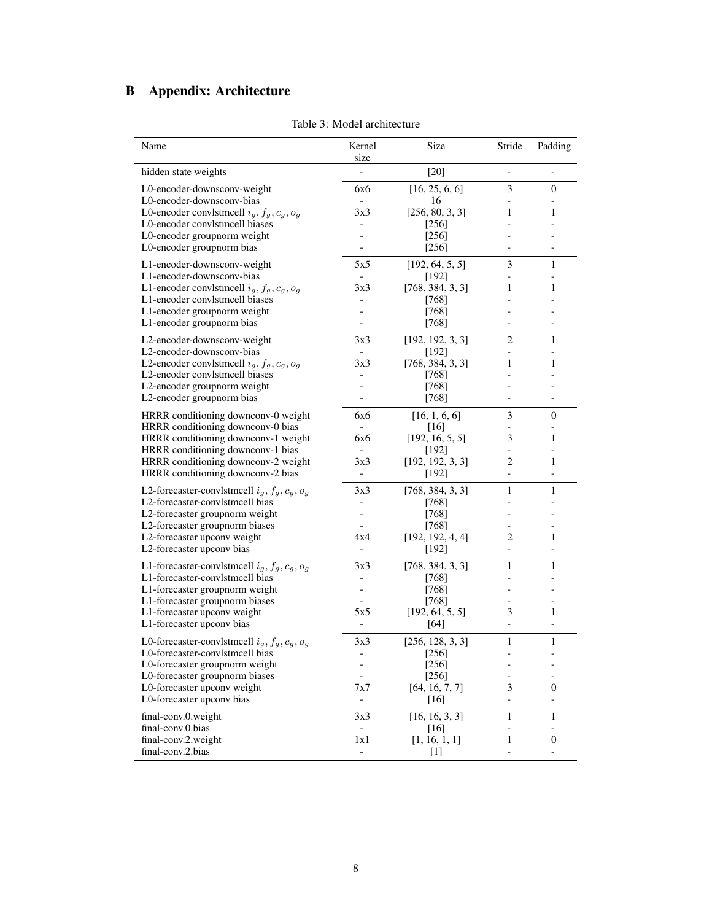# B Appendix: Architecture

Table 3: Model architecture

| Name | Kernel size | Size | Stride | Padding |
|---|---|---|---|---|
| hidden state weights | - | [20] | - | - |
| L0-encoder-downsconv-weight | 6x6 | [16, 25, 6, 6] | 3 | 0 |
| L0-encoder-downsconv-bias | - | 16 | - | - |
| L0-encoder convlstmcell $i_g, f_g, c_g, o_g$ | 3x3 | [256, 80, 3, 3] | 1 | 1 |
| L0-encoder convlstmcell biases | - | [256] | - | - |
| L0-encoder groupnorm weight | - | [256] | - | - |
| L0-encoder groupnorm bias | - | [256] | - | - |
| L1-encoder-downsconv-weight | 5x5 | [192, 64, 5, 5] | 3 | 1 |
| L1-encoder-downsconv-bias | - | [192] | - | - |
| L1-encoder convlstmcell $i_g, f_g, c_g, o_g$ | 3x3 | [768, 384, 3, 3] | 1 | 1 |
| L1-encoder convlstmcell biases | - | [768] | - | - |
| L1-encoder groupnorm weight | - | [768] | - | - |
| L1-encoder groupnorm bias | - | [768] | - | - |
| L2-encoder-downsconv-weight | 3x3 | [192, 192, 3, 3] | 2 | 1 |
| L2-encoder-downsconv-bias | - | [192] | - | - |
| L2-encoder convlstmcell $i_g, f_g, c_g, o_g$ | 3x3 | [768, 384, 3, 3] | 1 | 1 |
| L2-encoder convlstmcell biases | - | [768] | - | - |
| L2-encoder groupnorm weight | - | [768] | - | - |
| L2-encoder groupnorm bias | - | [768] | - | - |
| HRRR conditioning downconv-0 weight | 6x6 | [16, 1, 6, 6] | 3 | 0 |
| HRRR conditioning downconv-0 bias | - | [16] | - | - |
| HRRR conditioning downconv-1 weight | 6x6 | [192, 16, 5, 5] | 3 | 1 |
| HRRR conditioning downconv-1 bias | - | [192] | - | - |
| HRRR conditioning downconv-2 weight | 3x3 | [192, 192, 3, 3] | 2 | 1 |
| HRRR conditioning downconv-2 bias | - | [192] | - | - |
| L2-forecaster-convlstmcell $i_g, f_g, c_g, o_g$ | 3x3 | [768, 384, 3, 3] | 1 | 1 |
| L2-forecaster-convlstmcell bias | - | [768] | - | - |
| L2-forecaster groupnorm weight | - | [768] | - | - |
| L2-forecaster groupnorm biases | - | [768] | - | - |
| L2-forecaster upconv weight | 4x4 | [192, 192, 4, 4] | 2 | 1 |
| L2-forecaster upconv bias | - | [192] | - | - |
| L1-forecaster-convlstmcell $i_g, f_g, c_g, o_g$ | 3x3 | [768, 384, 3, 3] | 1 | 1 |
| L1-forecaster-convlstmcell bias | - | [768] | - | - |
| L1-forecaster groupnorm weight | - | [768] | - | - |
| L1-forecaster groupnorm biases | - | [768] | - | - |
| L1-forecaster upconv weight | 5x5 | [192, 64, 5, 5] | 3 | 1 |
| L1-forecaster upconv bias | - | [64] | - | - |
| L0-forecaster-convlstmcell $i_g, f_g, c_g, o_g$ | 3x3 | [256, 128, 3, 3] | 1 | 1 |
| L0-forecaster-convlstmcell bias | - | [256] | - | - |
| L0-forecaster groupnorm weight | - | [256] | - | - |
| L0-forecaster groupnorm biases | - | [256] | - | - |
| L0-forecaster upconv weight | 7x7 | [64, 16, 7, 7] | 3 | 0 |
| L0-forecaster upconv bias | - | [16] | - | - |
| final-conv.0.weight | 3x3 | [16, 16, 3, 3] | 1 | 1 |
| final-conv.0.bias | - | [16] | - | - |
| final-conv.2.weight | 1x1 | [1, 16, 1, 1] | 1 | 0 |
| final-conv.2.bias | - | [1] | - | - |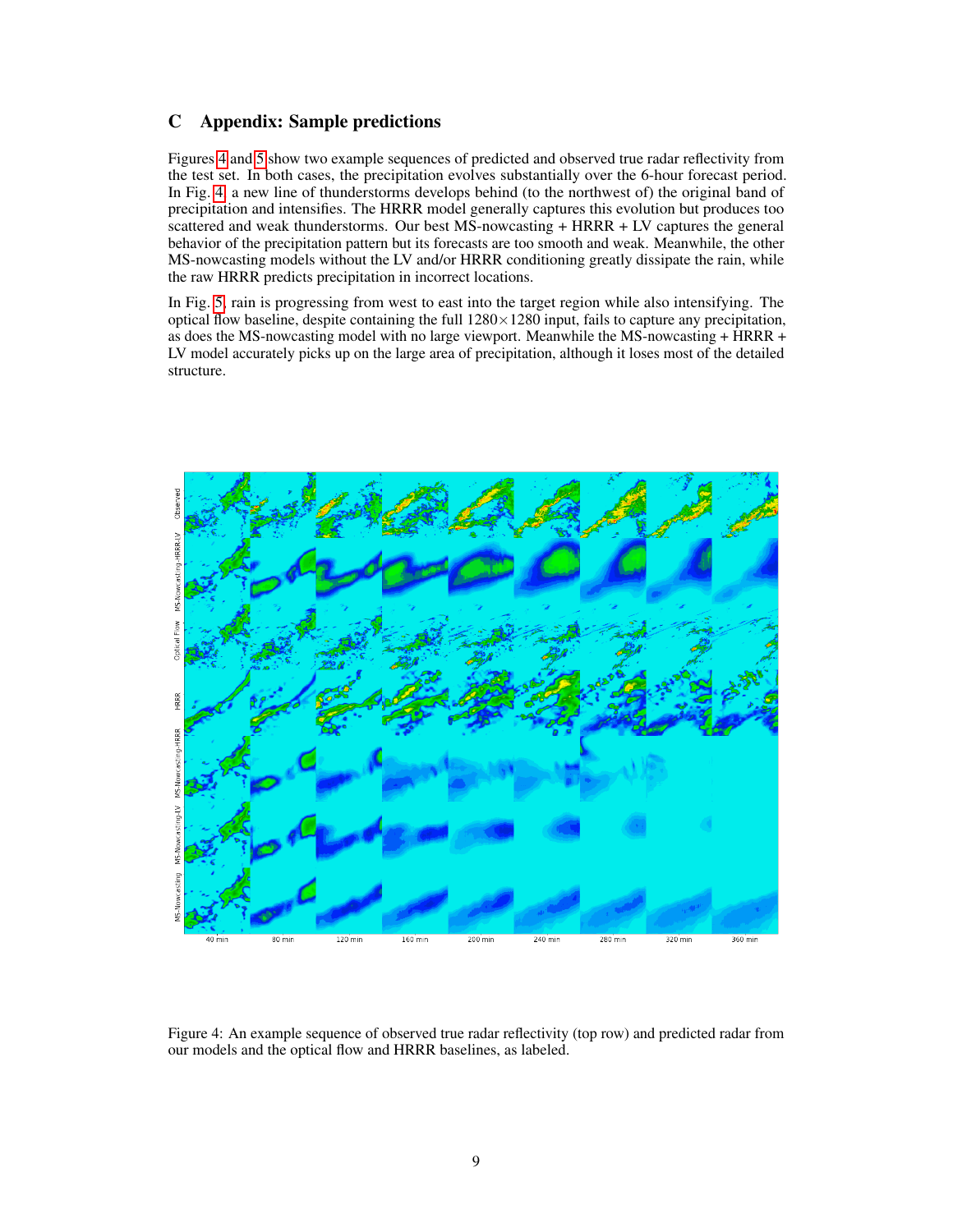## C Appendix: Sample predictions

Figures 4 and 5 show two example sequences of predicted and observed true radar reflectivity from the test set. In both cases, the precipitation evolves substantially over the 6-hour forecast period. In Fig. 4, a new line of thunderstorms develops behind (to the northwest of) the original band of precipitation and intensifies. The HRRR model generally captures this evolution but produces too scattered and weak thunderstorms. Our best MS-nowcasting + HRRR + LV captures the general behavior of the precipitation pattern but its forecasts are too smooth and weak. Meanwhile, the other MS-nowcasting models without the LV and/or HRRR conditioning greatly dissipate the rain, while the raw HRRR predicts precipitation in incorrect locations.

In Fig. 5, rain is progressing from west to east into the target region while also intensifying. The optical flow baseline, despite containing the full $1280 \times 1280$ input, fails to capture any precipitation, as does the MS-nowcasting model with no large viewport. Meanwhile the MS-nowcasting + HRRR + LV model accurately picks up on the large area of precipitation, although it loses most of the detailed structure.

Figure 4: An example sequence of observed true radar reflectivity (top row) and predicted radar from our models and the optical flow and HRRR baselines, as labeled.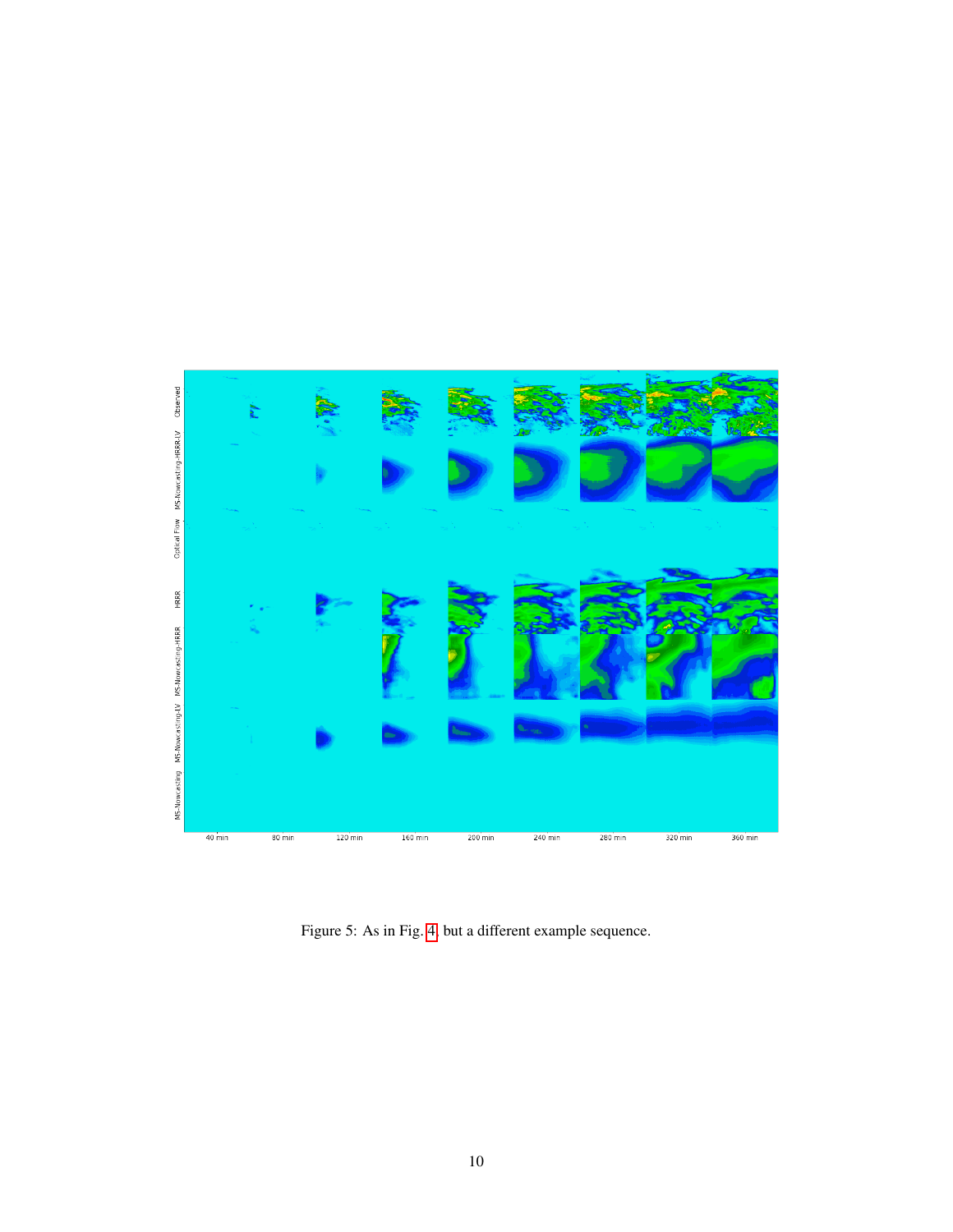Figure 5: As in Fig. 4 but a different example sequence.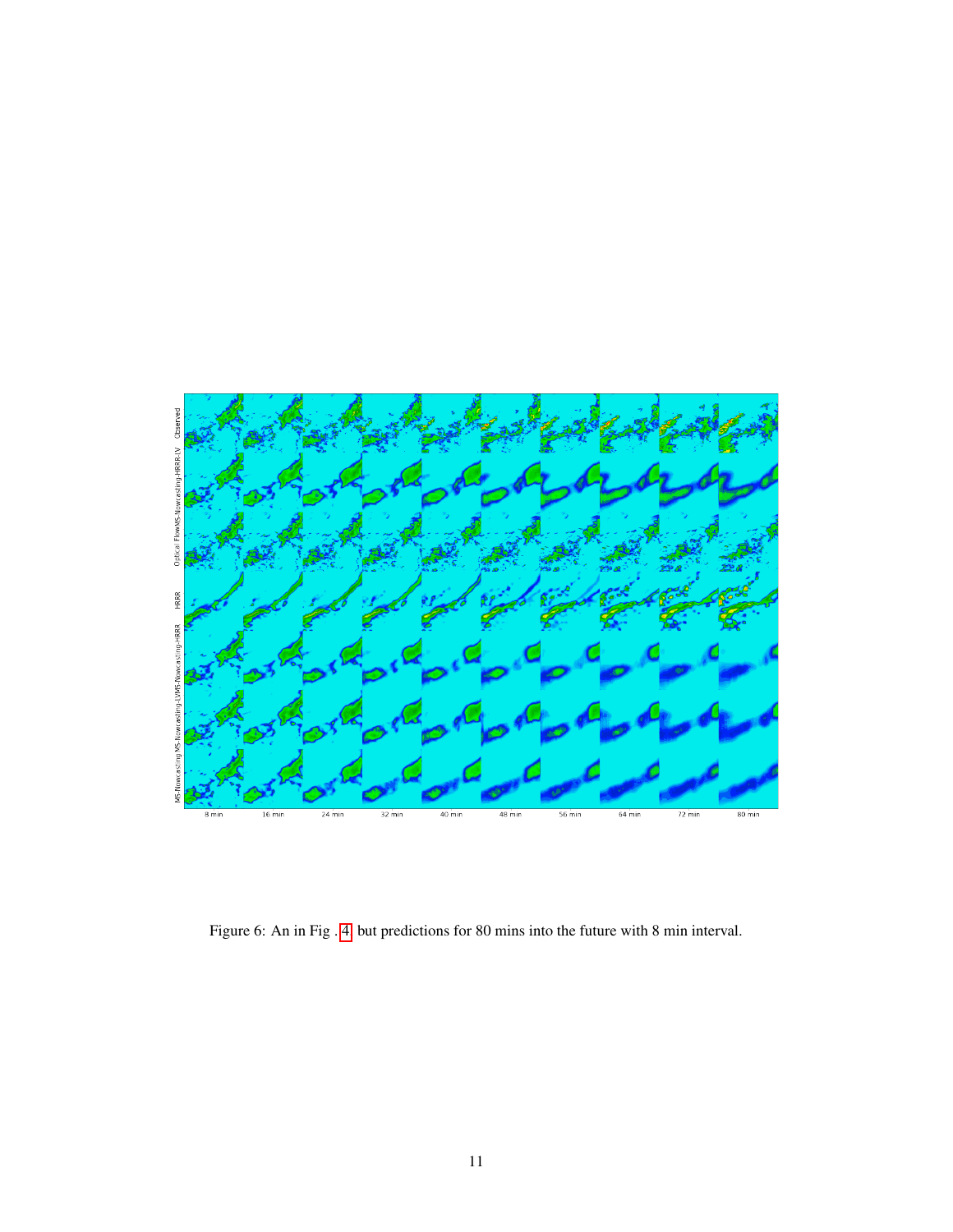Observed

MS-Nowcasting-HRRR-LV

Optical Flow

HRRR

MS-Nowcasting-HRRR

MS-Nowcasting-LV

MS-Nowcasting

8 min 16 min 24 min 32 min 40 min 48 min 56 min 64 min 72 min 80 min

Figure 6: An in Fig . 4 but predictions for 80 mins into the future with 8 min interval.